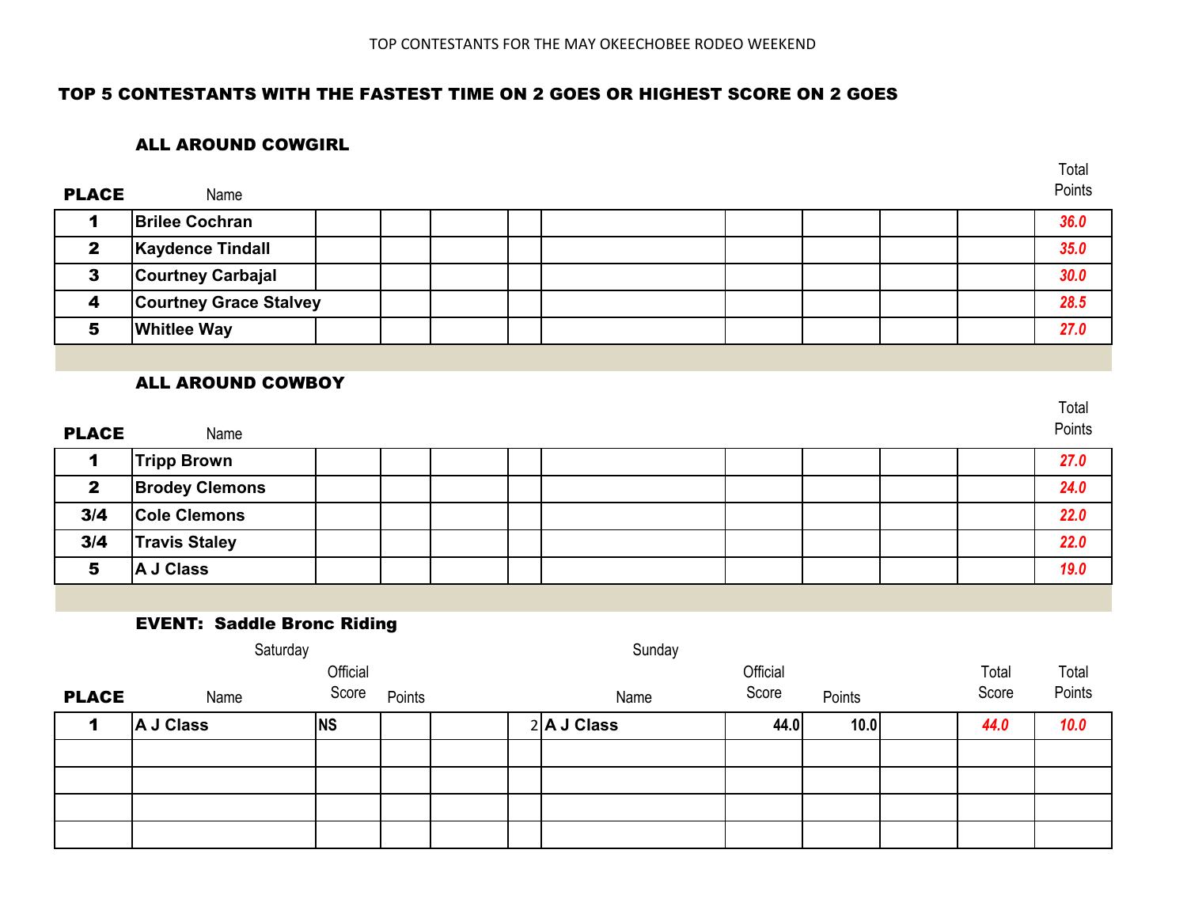TOP CONTESTANTS FOR THE MAY OKEECHOBEE RODEO WEEKEND

## TOP 5 CONTESTANTS WITH THE FASTEST TIME ON 2 GOES OR HIGHEST SCORE ON 2 GOES

### ALL AROUND COWGIRL

| PLACE | Name | | | | | | | | | | Total Points |
|---|---|---|---|---|---|---|---|---|---|---|---|
| 1 | Brilee Cochran | | | | | | | | | | 36.0 |
| 2 | Kaydence Tindall | | | | | | | | | | 35.0 |
| 3 | Courtney Carbajal | | | | | | | | | | 30.0 |
| 4 | Courtney Grace Stalvey | | | | | | | | | | 28.5 |
| 5 | Whitlee Way | | | | | | | | | | 27.0 |

### ALL AROUND COWBOY

| PLACE | Name | | | | | | | | | | Total Points |
|---|---|---|---|---|---|---|---|---|---|---|---|
| 1 | Tripp Brown | | | | | | | | | | 27.0 |
| 2 | Brodey Clemons | | | | | | | | | | 24.0 |
| 3/4 | Cole Clemons | | | | | | | | | | 22.0 |
| 3/4 | Travis Staley | | | | | | | | | | 22.0 |
| 5 | A J Class | | | | | | | | | | 19.0 |

### EVENT: Saddle Bronc Riding

| | Saturday | | | | | Sunday | | | | | |
|---|---|---|---|---|---|---|---|---|---|---|---|
| PLACE | Name | Official Score | Points | | | Name | Official Score | Points | | Total Score | Total Points |
| 1 | A J Class | NS | | | 2 | A J Class | 44.0 | 10.0 | | 44.0 | 10.0 |
| | | | | | | | | | | | |
| | | | | | | | | | | | |
| | | | | | | | | | | | |
| | | | | | | | | | | | |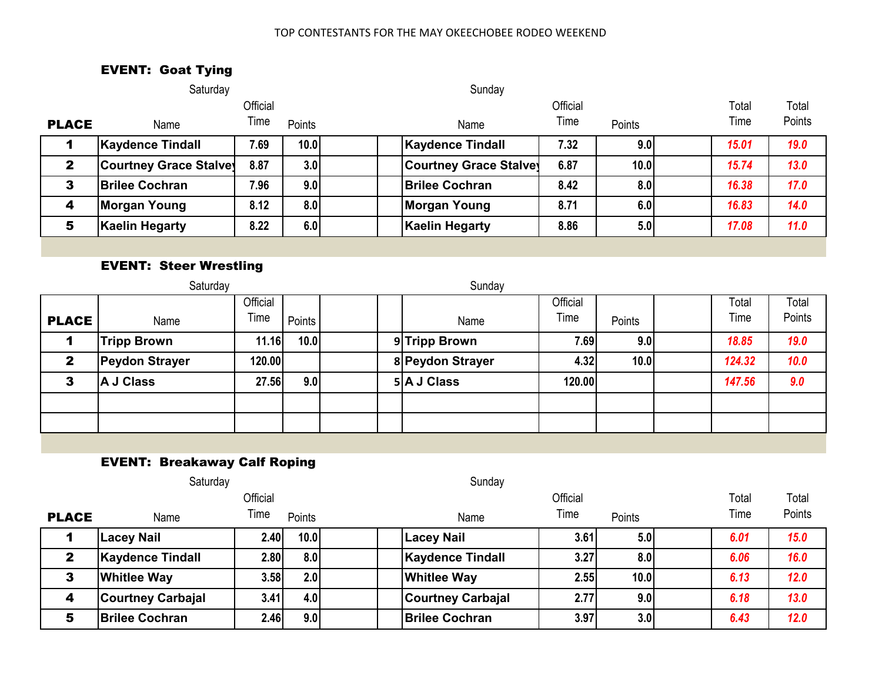TOP CONTESTANTS FOR THE MAY OKEECHOBEE RODEO WEEKEND

## EVENT: Goat Tying

| | Saturday | | | | | Sunday | | | | | |
|---|---|---|---|---|---|---|---|---|---|---|---|
| **PLACE** | Name | Official Time | Points | | | Name | Official Time | Points | | Total Time | Total Points |
| **1** | **Kaydence Tindall** | 7.69 | 10.0 | | | **Kaydence Tindall** | 7.32 | 9.0 | | *15.01* | *19.0* |
| **2** | **Courtney Grace Stalvey** | 8.87 | 3.0 | | | **Courtney Grace Stalvey** | 6.87 | 10.0 | | *15.74* | *13.0* |
| **3** | **Brilee Cochran** | 7.96 | 9.0 | | | **Brilee Cochran** | 8.42 | 8.0 | | *16.38* | *17.0* |
| **4** | **Morgan Young** | 8.12 | 8.0 | | | **Morgan Young** | 8.71 | 6.0 | | *16.83* | *14.0* |
| **5** | **Kaelin Hegarty** | 8.22 | 6.0 | | | **Kaelin Hegarty** | 8.86 | 5.0 | | *17.08* | *11.0* |

## EVENT: Steer Wrestling

| | Saturday | | | | | Sunday | | | | | |
|---|---|---|---|---|---|---|---|---|---|---|---|
| **PLACE** | Name | Official Time | Points | | | Name | Official Time | Points | | Total Time | Total Points |
| **1** | **Tripp Brown** | 11.16 | 10.0 | | 9 | **Tripp Brown** | 7.69 | 9.0 | | *18.85* | *19.0* |
| **2** | **Peydon Strayer** | 120.00 | | | 8 | **Peydon Strayer** | 4.32 | 10.0 | | *124.32* | *10.0* |
| **3** | **A J Class** | 27.56 | 9.0 | | 5 | **A J Class** | 120.00 | | | *147.56* | *9.0* |
| | | | | | | | | | | | |
| | | | | | | | | | | | |

## EVENT: Breakaway Calf Roping

| | Saturday | | | | | Sunday | | | | | |
|---|---|---|---|---|---|---|---|---|---|---|---|
| **PLACE** | Name | Official Time | Points | | | Name | Official Time | Points | | Total Time | Total Points |
| **1** | **Lacey Nail** | 2.40 | 10.0 | | | **Lacey Nail** | 3.61 | 5.0 | | *6.01* | *15.0* |
| **2** | **Kaydence Tindall** | 2.80 | 8.0 | | | **Kaydence Tindall** | 3.27 | 8.0 | | *6.06* | *16.0* |
| **3** | **Whitlee Way** | 3.58 | 2.0 | | | **Whitlee Way** | 2.55 | 10.0 | | *6.13* | *12.0* |
| **4** | **Courtney Carbajal** | 3.41 | 4.0 | | | **Courtney Carbajal** | 2.77 | 9.0 | | *6.18* | *13.0* |
| **5** | **Brilee Cochran** | 2.46 | 9.0 | | | **Brilee Cochran** | 3.97 | 3.0 | | *6.43* | *12.0* |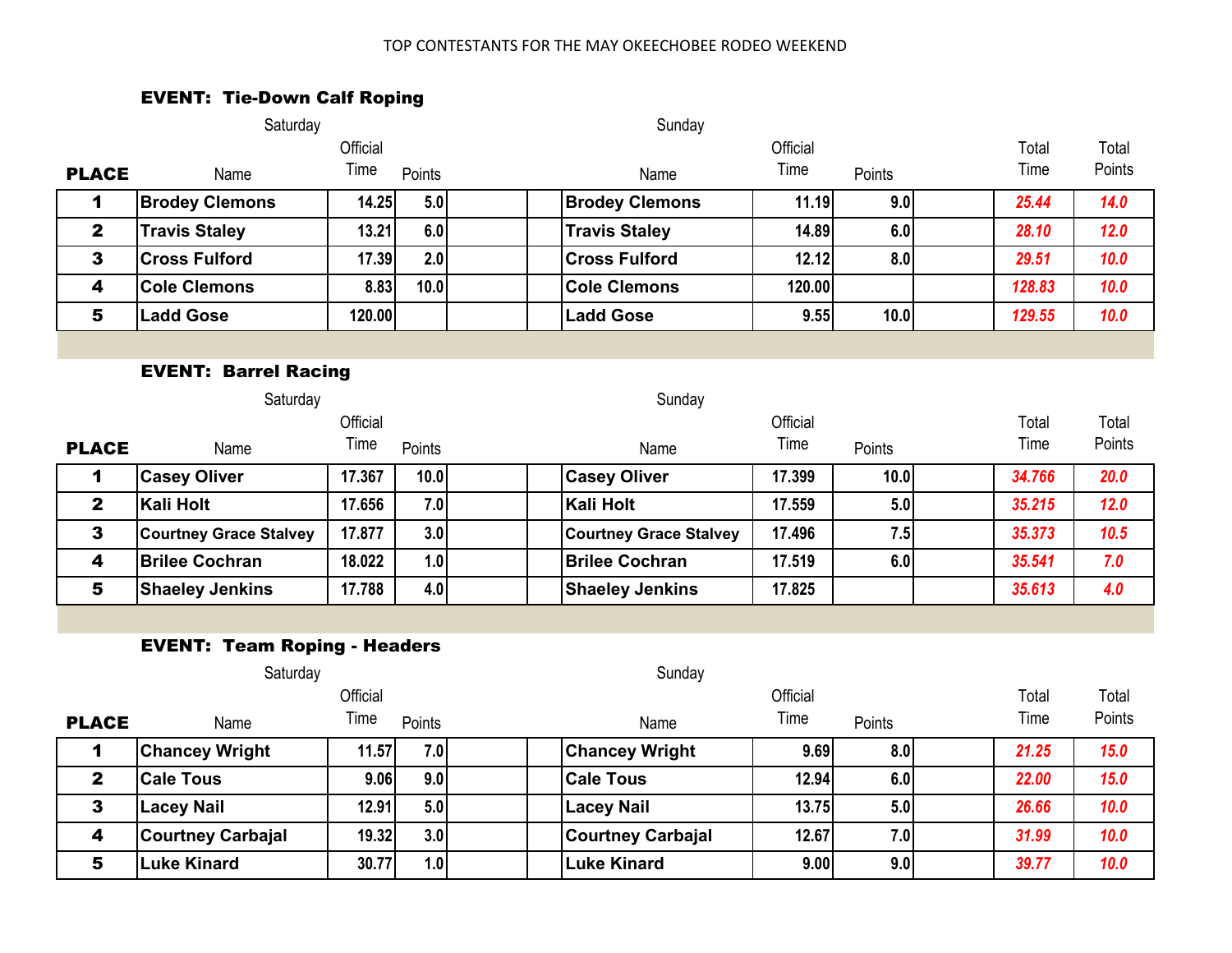TOP CONTESTANTS FOR THE MAY OKEECHOBEE RODEO WEEKEND

### EVENT: Tie-Down Calf Roping

| PLACE | Saturday Name | Official Time | Points | | | Sunday Name | Official Time | Points | | Total Time | Total Points |
|---|---|---|---|---|---|---|---|---|---|---|---|
| 1 | Brodey Clemons | 14.25 | 5.0 | | | Brodey Clemons | 11.19 | 9.0 | | *25.44* | *14.0* |
| 2 | Travis Staley | 13.21 | 6.0 | | | Travis Staley | 14.89 | 6.0 | | *28.10* | *12.0* |
| 3 | Cross Fulford | 17.39 | 2.0 | | | Cross Fulford | 12.12 | 8.0 | | *29.51* | *10.0* |
| 4 | Cole Clemons | 8.83 | 10.0 | | | Cole Clemons | 120.00 | | | *128.83* | *10.0* |
| 5 | Ladd Gose | 120.00 | | | | Ladd Gose | 9.55 | 10.0 | | *129.55* | *10.0* |

### EVENT: Barrel Racing

| PLACE | Saturday Name | Official Time | Points | | | Sunday Name | Official Time | Points | | Total Time | Total Points |
|---|---|---|---|---|---|---|---|---|---|---|---|
| 1 | Casey Oliver | 17.367 | 10.0 | | | Casey Oliver | 17.399 | 10.0 | | *34.766* | *20.0* |
| 2 | Kali Holt | 17.656 | 7.0 | | | Kali Holt | 17.559 | 5.0 | | *35.215* | *12.0* |
| 3 | Courtney Grace Stalvey | 17.877 | 3.0 | | | Courtney Grace Stalvey | 17.496 | 7.5 | | *35.373* | *10.5* |
| 4 | Brilee Cochran | 18.022 | 1.0 | | | Brilee Cochran | 17.519 | 6.0 | | *35.541* | *7.0* |
| 5 | Shaeley Jenkins | 17.788 | 4.0 | | | Shaeley Jenkins | 17.825 | | | *35.613* | *4.0* |

### EVENT: Team Roping - Headers

| PLACE | Saturday Name | Official Time | Points | | | Sunday Name | Official Time | Points | | Total Time | Total Points |
|---|---|---|---|---|---|---|---|---|---|---|---|
| 1 | Chancey Wright | 11.57 | 7.0 | | | Chancey Wright | 9.69 | 8.0 | | *21.25* | *15.0* |
| 2 | Cale Tous | 9.06 | 9.0 | | | Cale Tous | 12.94 | 6.0 | | *22.00* | *15.0* |
| 3 | Lacey Nail | 12.91 | 5.0 | | | Lacey Nail | 13.75 | 5.0 | | *26.66* | *10.0* |
| 4 | Courtney Carbajal | 19.32 | 3.0 | | | Courtney Carbajal | 12.67 | 7.0 | | *31.99* | *10.0* |
| 5 | Luke Kinard | 30.77 | 1.0 | | | Luke Kinard | 9.00 | 9.0 | | *39.77* | *10.0* |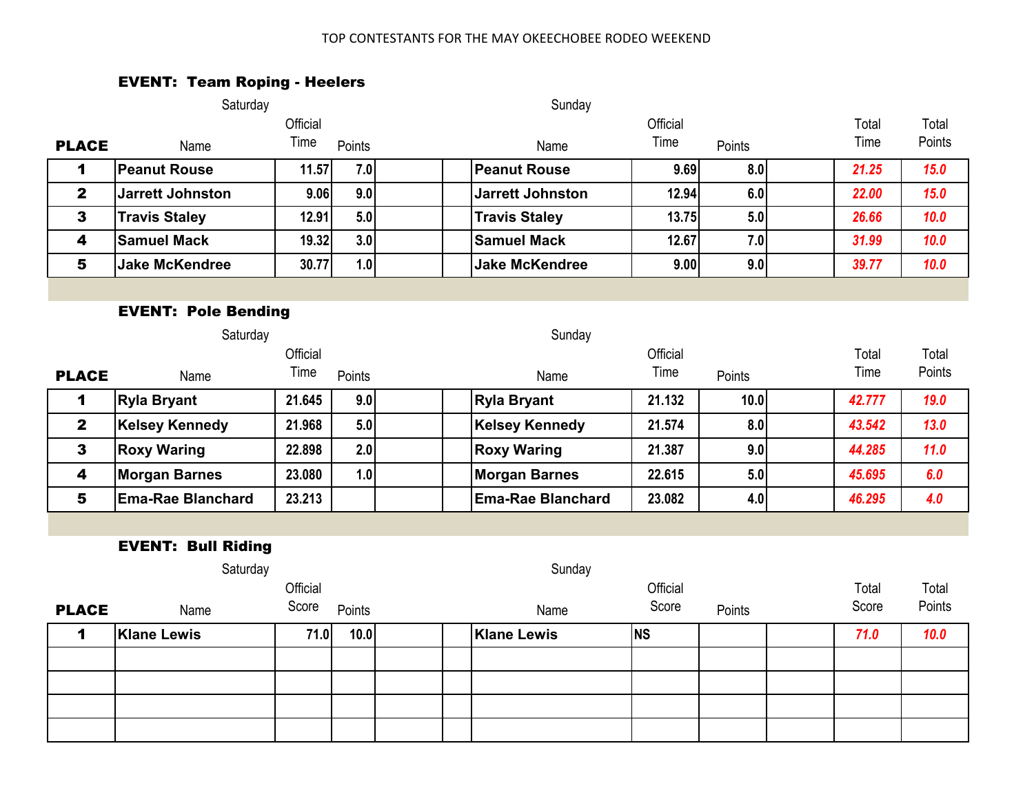TOP CONTESTANTS FOR THE MAY OKEECHOBEE RODEO WEEKEND

### EVENT: Team Roping - Heelers

| PLACE | Saturday Name | Official Time | Points | | | Sunday Name | Official Time | Points | | Total Time | Total Points |
|---|---|---|---|---|---|---|---|---|---|---|---|
| 1 | **Peanut Rouse** | 11.57 | 7.0 | | | **Peanut Rouse** | 9.69 | 8.0 | | *21.25* | *15.0* |
| 2 | **Jarrett Johnston** | 9.06 | 9.0 | | | **Jarrett Johnston** | 12.94 | 6.0 | | *22.00* | *15.0* |
| 3 | **Travis Staley** | 12.91 | 5.0 | | | **Travis Staley** | 13.75 | 5.0 | | *26.66* | *10.0* |
| 4 | **Samuel Mack** | 19.32 | 3.0 | | | **Samuel Mack** | 12.67 | 7.0 | | *31.99* | *10.0* |
| 5 | **Jake McKendree** | 30.77 | 1.0 | | | **Jake McKendree** | 9.00 | 9.0 | | *39.77* | *10.0* |

### EVENT: Pole Bending

| PLACE | Saturday Name | Official Time | Points | | | Sunday Name | Official Time | Points | | Total Time | Total Points |
|---|---|---|---|---|---|---|---|---|---|---|---|
| 1 | **Ryla Bryant** | 21.645 | 9.0 | | | **Ryla Bryant** | 21.132 | 10.0 | | *42.777* | *19.0* |
| 2 | **Kelsey Kennedy** | 21.968 | 5.0 | | | **Kelsey Kennedy** | 21.574 | 8.0 | | *43.542* | *13.0* |
| 3 | **Roxy Waring** | 22.898 | 2.0 | | | **Roxy Waring** | 21.387 | 9.0 | | *44.285* | *11.0* |
| 4 | **Morgan Barnes** | 23.080 | 1.0 | | | **Morgan Barnes** | 22.615 | 5.0 | | *45.695* | *6.0* |
| 5 | **Ema-Rae Blanchard** | 23.213 | | | | **Ema-Rae Blanchard** | 23.082 | 4.0 | | *46.295* | *4.0* |

### EVENT: Bull Riding

| PLACE | Saturday Name | Official Score | Points | | | Sunday Name | Official Score | Points | | Total Score | Total Points |
|---|---|---|---|---|---|---|---|---|---|---|---|
| 1 | **Klane Lewis** | 71.0 | 10.0 | | | **Klane Lewis** | NS | | | *71.0* | *10.0* |
| | | | | | | | | | | | |
| | | | | | | | | | | | |
| | | | | | | | | | | | |
| | | | | | | | | | | | |